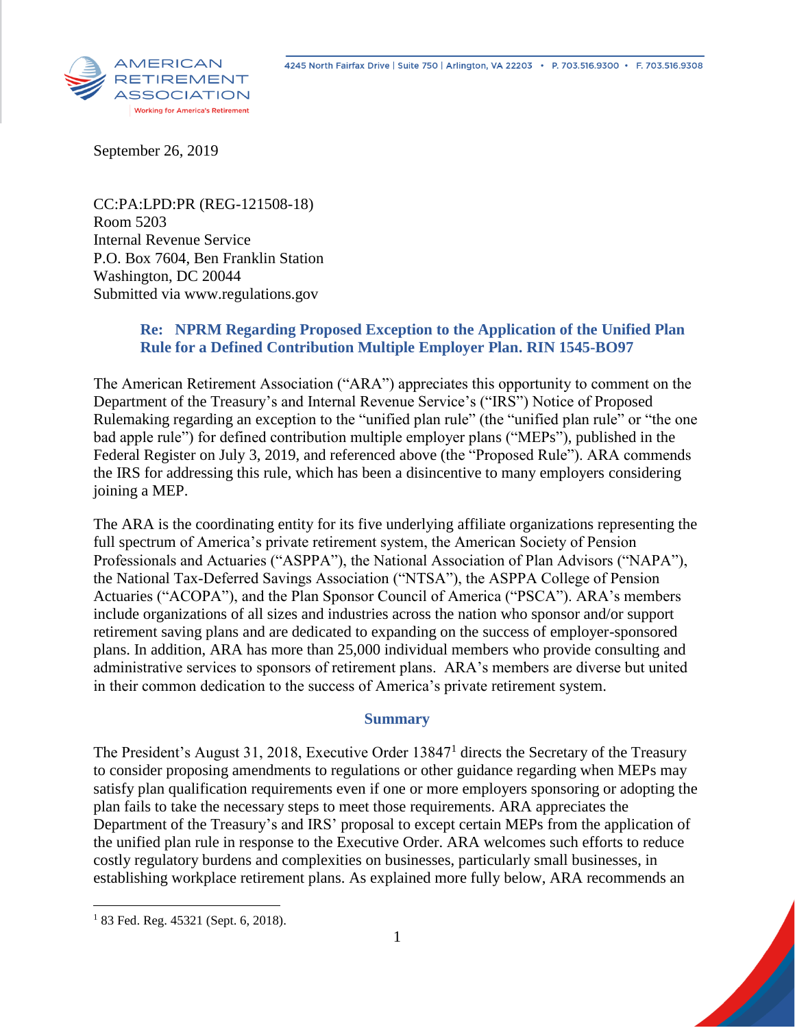AMERICAN RETIREMENT ASSOCIATION
Working for America's Retirement

4245 North Fairfax Drive | Suite 750 | Arlington, VA 22203 • P. 703.516.9300 • F. 703.516.9308

September 26, 2019

CC:PA:LPD:PR (REG-121508-18)
Room 5203
Internal Revenue Service
P.O. Box 7604, Ben Franklin Station
Washington, DC 20044
Submitted via www.regulations.gov

**Re: NPRM Regarding Proposed Exception to the Application of the Unified Plan Rule for a Defined Contribution Multiple Employer Plan. RIN 1545-BO97**

The American Retirement Association ("ARA") appreciates this opportunity to comment on the Department of the Treasury's and Internal Revenue Service's ("IRS") Notice of Proposed Rulemaking regarding an exception to the "unified plan rule" (the "unified plan rule" or "the one bad apple rule") for defined contribution multiple employer plans ("MEPs"), published in the Federal Register on July 3, 2019, and referenced above (the "Proposed Rule"). ARA commends the IRS for addressing this rule, which has been a disincentive to many employers considering joining a MEP.

The ARA is the coordinating entity for its five underlying affiliate organizations representing the full spectrum of America's private retirement system, the American Society of Pension Professionals and Actuaries ("ASPPA"), the National Association of Plan Advisors ("NAPA"), the National Tax-Deferred Savings Association ("NTSA"), the ASPPA College of Pension Actuaries ("ACOPA"), and the Plan Sponsor Council of America ("PSCA"). ARA's members include organizations of all sizes and industries across the nation who sponsor and/or support retirement saving plans and are dedicated to expanding on the success of employer-sponsored plans. In addition, ARA has more than 25,000 individual members who provide consulting and administrative services to sponsors of retirement plans. ARA's members are diverse but united in their common dedication to the success of America's private retirement system.

## Summary

The President's August 31, 2018, Executive Order 13847[1] directs the Secretary of the Treasury to consider proposing amendments to regulations or other guidance regarding when MEPs may satisfy plan qualification requirements even if one or more employers sponsoring or adopting the plan fails to take the necessary steps to meet those requirements. ARA appreciates the Department of the Treasury's and IRS' proposal to except certain MEPs from the application of the unified plan rule in response to the Executive Order. ARA welcomes such efforts to reduce costly regulatory burdens and complexities on businesses, particularly small businesses, in establishing workplace retirement plans. As explained more fully below, ARA recommends an

[1] 83 Fed. Reg. 45321 (Sept. 6, 2018).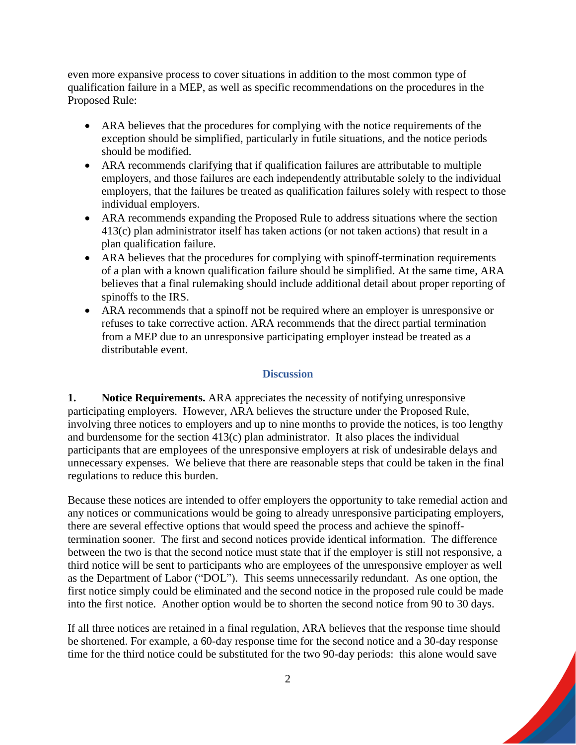even more expansive process to cover situations in addition to the most common type of qualification failure in a MEP, as well as specific recommendations on the procedures in the Proposed Rule:

- ARA believes that the procedures for complying with the notice requirements of the exception should be simplified, particularly in futile situations, and the notice periods should be modified.
- ARA recommends clarifying that if qualification failures are attributable to multiple employers, and those failures are each independently attributable solely to the individual employers, that the failures be treated as qualification failures solely with respect to those individual employers.
- ARA recommends expanding the Proposed Rule to address situations where the section 413(c) plan administrator itself has taken actions (or not taken actions) that result in a plan qualification failure.
- ARA believes that the procedures for complying with spinoff-termination requirements of a plan with a known qualification failure should be simplified. At the same time, ARA believes that a final rulemaking should include additional detail about proper reporting of spinoffs to the IRS.
- ARA recommends that a spinoff not be required where an employer is unresponsive or refuses to take corrective action. ARA recommends that the direct partial termination from a MEP due to an unresponsive participating employer instead be treated as a distributable event.

## Discussion

**1. Notice Requirements.** ARA appreciates the necessity of notifying unresponsive participating employers. However, ARA believes the structure under the Proposed Rule, involving three notices to employers and up to nine months to provide the notices, is too lengthy and burdensome for the section 413(c) plan administrator. It also places the individual participants that are employees of the unresponsive employers at risk of undesirable delays and unnecessary expenses. We believe that there are reasonable steps that could be taken in the final regulations to reduce this burden.

Because these notices are intended to offer employers the opportunity to take remedial action and any notices or communications would be going to already unresponsive participating employers, there are several effective options that would speed the process and achieve the spinoff-termination sooner. The first and second notices provide identical information. The difference between the two is that the second notice must state that if the employer is still not responsive, a third notice will be sent to participants who are employees of the unresponsive employer as well as the Department of Labor ("DOL"). This seems unnecessarily redundant. As one option, the first notice simply could be eliminated and the second notice in the proposed rule could be made into the first notice. Another option would be to shorten the second notice from 90 to 30 days.

If all three notices are retained in a final regulation, ARA believes that the response time should be shortened. For example, a 60-day response time for the second notice and a 30-day response time for the third notice could be substituted for the two 90-day periods: this alone would save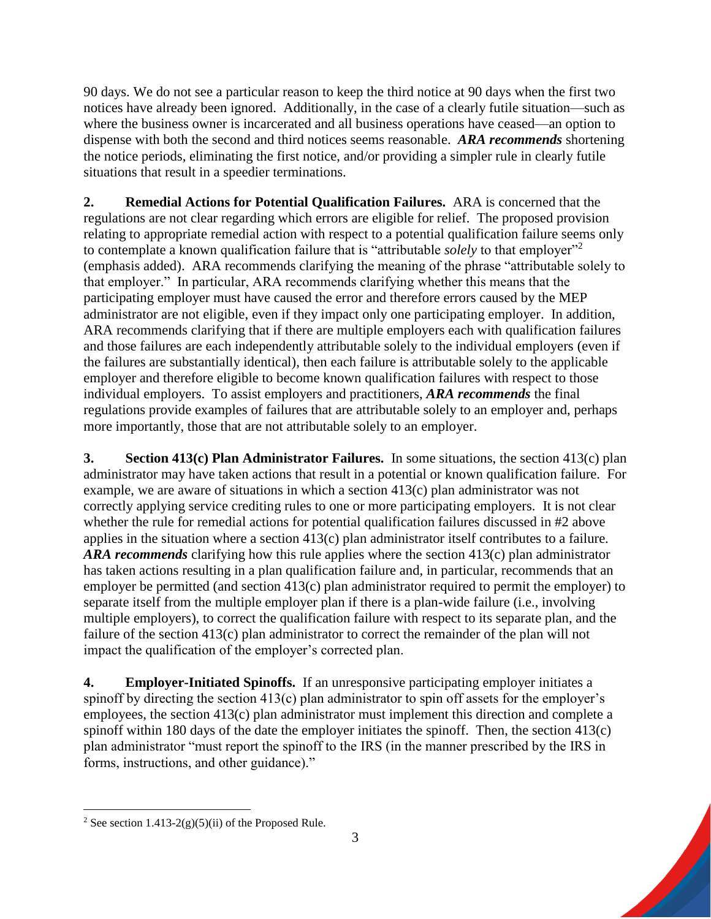90 days. We do not see a particular reason to keep the third notice at 90 days when the first two notices have already been ignored. Additionally, in the case of a clearly futile situation—such as where the business owner is incarcerated and all business operations have ceased—an option to dispense with both the second and third notices seems reasonable. ***ARA recommends*** shortening the notice periods, eliminating the first notice, and/or providing a simpler rule in clearly futile situations that result in a speedier terminations.

**2. Remedial Actions for Potential Qualification Failures.** ARA is concerned that the regulations are not clear regarding which errors are eligible for relief. The proposed provision relating to appropriate remedial action with respect to a potential qualification failure seems only to contemplate a known qualification failure that is "attributable *solely* to that employer"[2] (emphasis added). ARA recommends clarifying the meaning of the phrase "attributable solely to that employer." In particular, ARA recommends clarifying whether this means that the participating employer must have caused the error and therefore errors caused by the MEP administrator are not eligible, even if they impact only one participating employer. In addition, ARA recommends clarifying that if there are multiple employers each with qualification failures and those failures are each independently attributable solely to the individual employers (even if the failures are substantially identical), then each failure is attributable solely to the applicable employer and therefore eligible to become known qualification failures with respect to those individual employers. To assist employers and practitioners, ***ARA recommends*** the final regulations provide examples of failures that are attributable solely to an employer and, perhaps more importantly, those that are not attributable solely to an employer.

**3. Section 413(c) Plan Administrator Failures.** In some situations, the section 413(c) plan administrator may have taken actions that result in a potential or known qualification failure. For example, we are aware of situations in which a section 413(c) plan administrator was not correctly applying service crediting rules to one or more participating employers. It is not clear whether the rule for remedial actions for potential qualification failures discussed in #2 above applies in the situation where a section 413(c) plan administrator itself contributes to a failure. ***ARA recommends*** clarifying how this rule applies where the section 413(c) plan administrator has taken actions resulting in a plan qualification failure and, in particular, recommends that an employer be permitted (and section 413(c) plan administrator required to permit the employer) to separate itself from the multiple employer plan if there is a plan-wide failure (i.e., involving multiple employers), to correct the qualification failure with respect to its separate plan, and the failure of the section 413(c) plan administrator to correct the remainder of the plan will not impact the qualification of the employer's corrected plan.

**4. Employer-Initiated Spinoffs.** If an unresponsive participating employer initiates a spinoff by directing the section 413(c) plan administrator to spin off assets for the employer's employees, the section 413(c) plan administrator must implement this direction and complete a spinoff within 180 days of the date the employer initiates the spinoff. Then, the section 413(c) plan administrator "must report the spinoff to the IRS (in the manner prescribed by the IRS in forms, instructions, and other guidance)."

---

[2] See section 1.413-2(g)(5)(ii) of the Proposed Rule.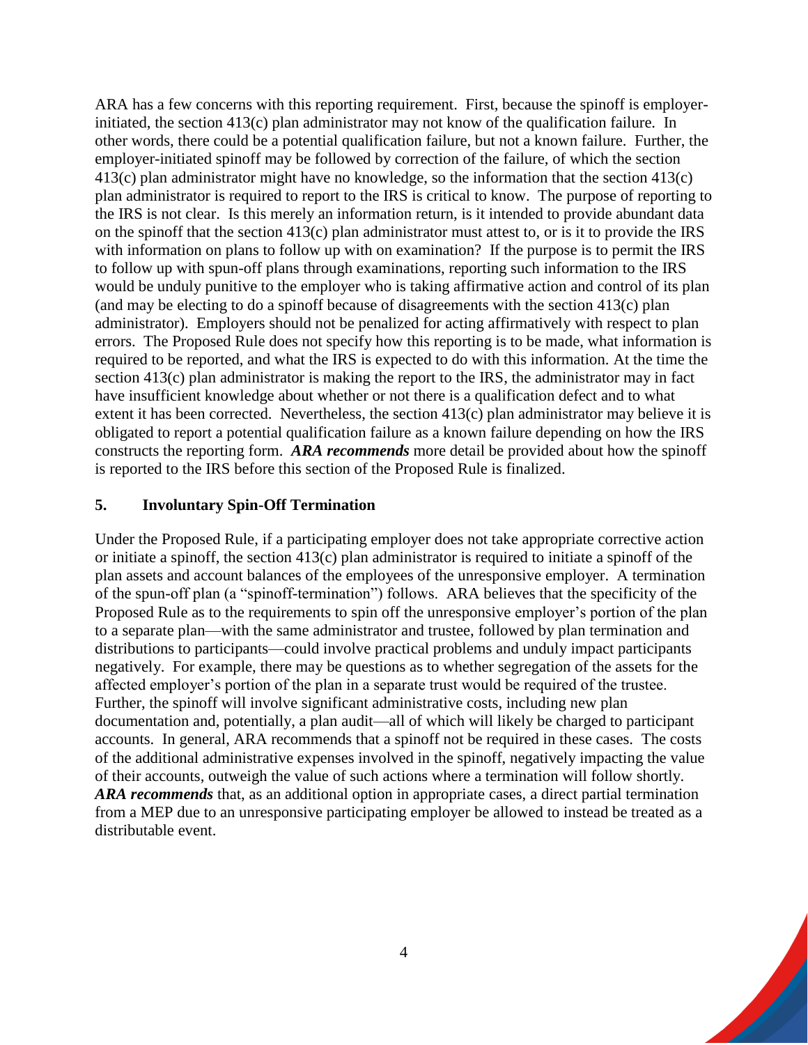ARA has a few concerns with this reporting requirement. First, because the spinoff is employer-initiated, the section 413(c) plan administrator may not know of the qualification failure. In other words, there could be a potential qualification failure, but not a known failure. Further, the employer-initiated spinoff may be followed by correction of the failure, of which the section 413(c) plan administrator might have no knowledge, so the information that the section 413(c) plan administrator is required to report to the IRS is critical to know. The purpose of reporting to the IRS is not clear. Is this merely an information return, is it intended to provide abundant data on the spinoff that the section 413(c) plan administrator must attest to, or is it to provide the IRS with information on plans to follow up with on examination? If the purpose is to permit the IRS to follow up with spun-off plans through examinations, reporting such information to the IRS would be unduly punitive to the employer who is taking affirmative action and control of its plan (and may be electing to do a spinoff because of disagreements with the section 413(c) plan administrator). Employers should not be penalized for acting affirmatively with respect to plan errors. The Proposed Rule does not specify how this reporting is to be made, what information is required to be reported, and what the IRS is expected to do with this information. At the time the section 413(c) plan administrator is making the report to the IRS, the administrator may in fact have insufficient knowledge about whether or not there is a qualification defect and to what extent it has been corrected. Nevertheless, the section 413(c) plan administrator may believe it is obligated to report a potential qualification failure as a known failure depending on how the IRS constructs the reporting form. ***ARA recommends*** more detail be provided about how the spinoff is reported to the IRS before this section of the Proposed Rule is finalized.

## 5. Involuntary Spin-Off Termination

Under the Proposed Rule, if a participating employer does not take appropriate corrective action or initiate a spinoff, the section 413(c) plan administrator is required to initiate a spinoff of the plan assets and account balances of the employees of the unresponsive employer. A termination of the spun-off plan (a "spinoff-termination") follows. ARA believes that the specificity of the Proposed Rule as to the requirements to spin off the unresponsive employer's portion of the plan to a separate plan—with the same administrator and trustee, followed by plan termination and distributions to participants—could involve practical problems and unduly impact participants negatively. For example, there may be questions as to whether segregation of the assets for the affected employer's portion of the plan in a separate trust would be required of the trustee. Further, the spinoff will involve significant administrative costs, including new plan documentation and, potentially, a plan audit—all of which will likely be charged to participant accounts. In general, ARA recommends that a spinoff not be required in these cases. The costs of the additional administrative expenses involved in the spinoff, negatively impacting the value of their accounts, outweigh the value of such actions where a termination will follow shortly. ***ARA recommends*** that, as an additional option in appropriate cases, a direct partial termination from a MEP due to an unresponsive participating employer be allowed to instead be treated as a distributable event.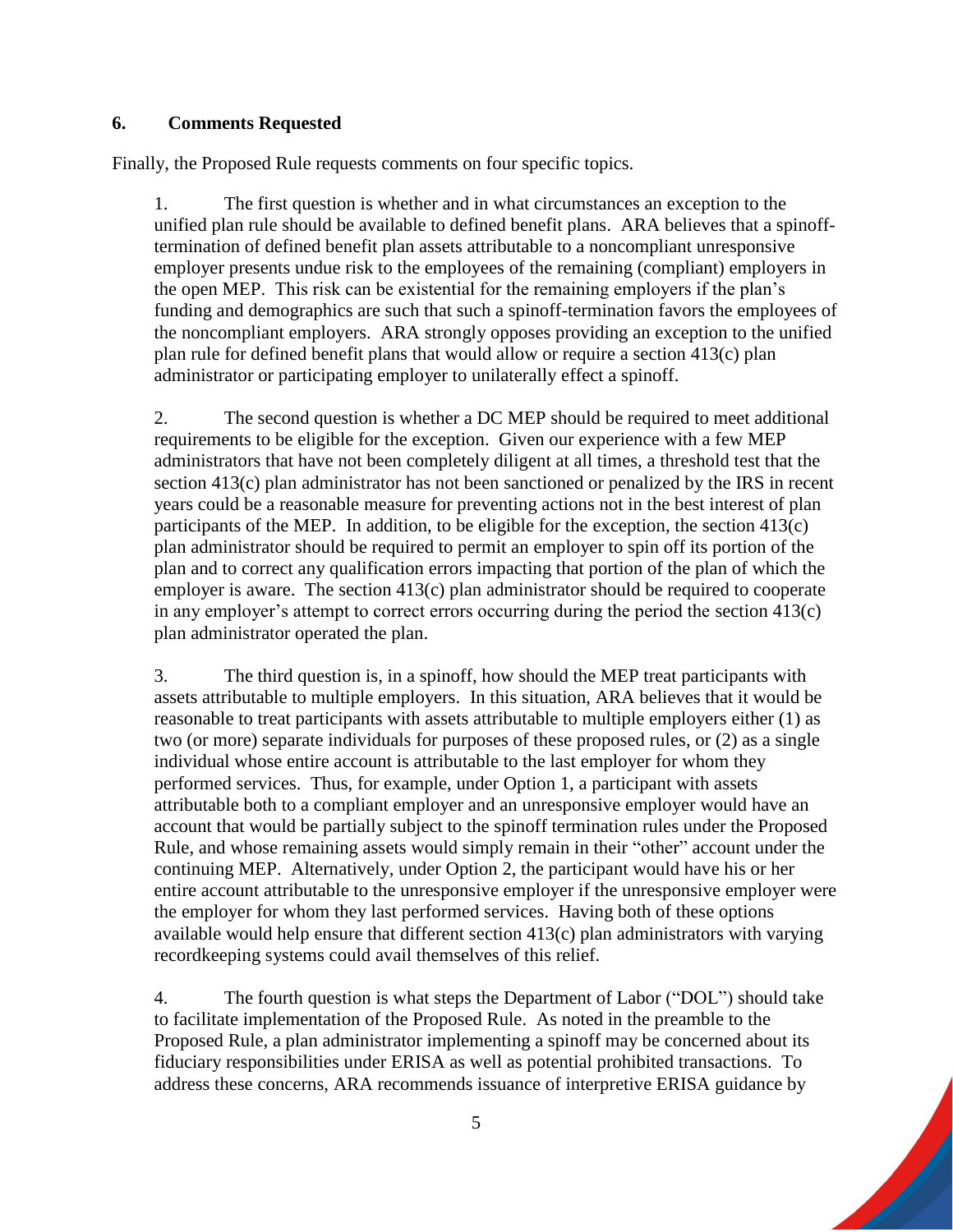## 6. Comments Requested

Finally, the Proposed Rule requests comments on four specific topics.

1. The first question is whether and in what circumstances an exception to the unified plan rule should be available to defined benefit plans. ARA believes that a spinoff-termination of defined benefit plan assets attributable to a noncompliant unresponsive employer presents undue risk to the employees of the remaining (compliant) employers in the open MEP. This risk can be existential for the remaining employers if the plan's funding and demographics are such that such a spinoff-termination favors the employees of the noncompliant employers. ARA strongly opposes providing an exception to the unified plan rule for defined benefit plans that would allow or require a section 413(c) plan administrator or participating employer to unilaterally effect a spinoff.

2. The second question is whether a DC MEP should be required to meet additional requirements to be eligible for the exception. Given our experience with a few MEP administrators that have not been completely diligent at all times, a threshold test that the section 413(c) plan administrator has not been sanctioned or penalized by the IRS in recent years could be a reasonable measure for preventing actions not in the best interest of plan participants of the MEP. In addition, to be eligible for the exception, the section 413(c) plan administrator should be required to permit an employer to spin off its portion of the plan and to correct any qualification errors impacting that portion of the plan of which the employer is aware. The section 413(c) plan administrator should be required to cooperate in any employer's attempt to correct errors occurring during the period the section 413(c) plan administrator operated the plan.

3. The third question is, in a spinoff, how should the MEP treat participants with assets attributable to multiple employers. In this situation, ARA believes that it would be reasonable to treat participants with assets attributable to multiple employers either (1) as two (or more) separate individuals for purposes of these proposed rules, or (2) as a single individual whose entire account is attributable to the last employer for whom they performed services. Thus, for example, under Option 1, a participant with assets attributable both to a compliant employer and an unresponsive employer would have an account that would be partially subject to the spinoff termination rules under the Proposed Rule, and whose remaining assets would simply remain in their "other" account under the continuing MEP. Alternatively, under Option 2, the participant would have his or her entire account attributable to the unresponsive employer if the unresponsive employer were the employer for whom they last performed services. Having both of these options available would help ensure that different section 413(c) plan administrators with varying recordkeeping systems could avail themselves of this relief.

4. The fourth question is what steps the Department of Labor ("DOL") should take to facilitate implementation of the Proposed Rule. As noted in the preamble to the Proposed Rule, a plan administrator implementing a spinoff may be concerned about its fiduciary responsibilities under ERISA as well as potential prohibited transactions. To address these concerns, ARA recommends issuance of interpretive ERISA guidance by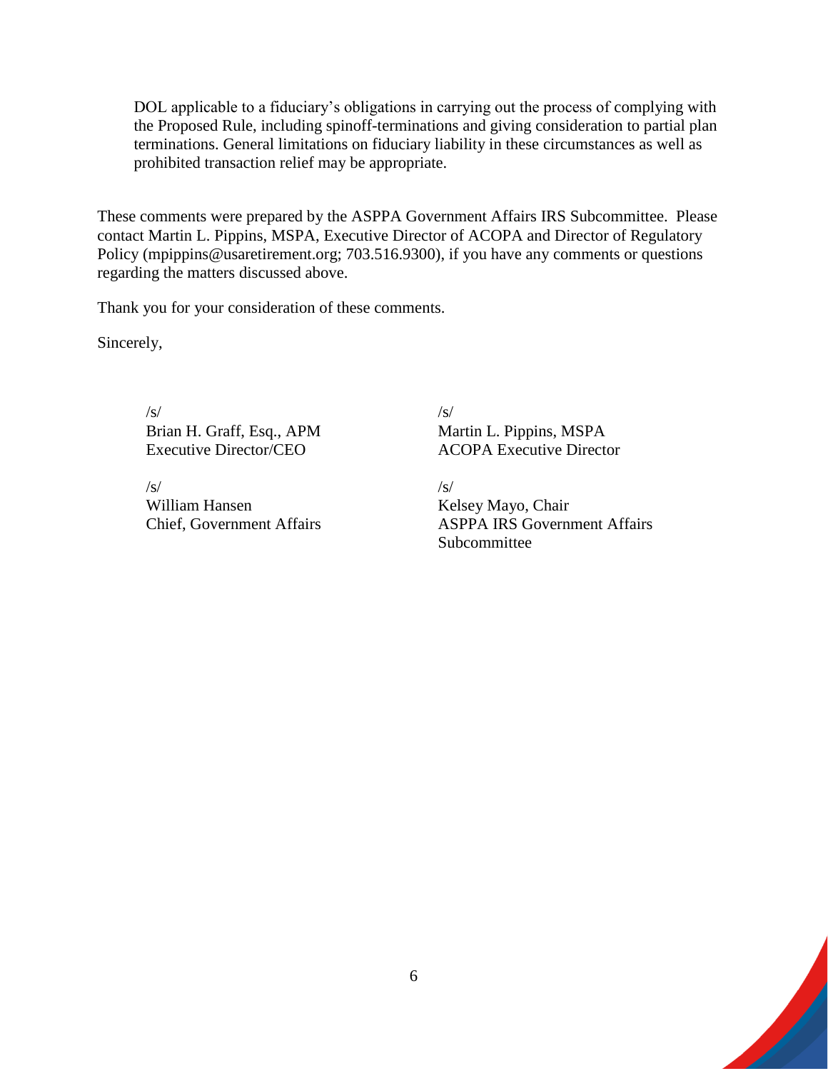DOL applicable to a fiduciary's obligations in carrying out the process of complying with the Proposed Rule, including spinoff-terminations and giving consideration to partial plan terminations. General limitations on fiduciary liability in these circumstances as well as prohibited transaction relief may be appropriate.

These comments were prepared by the ASPPA Government Affairs IRS Subcommittee. Please contact Martin L. Pippins, MSPA, Executive Director of ACOPA and Director of Regulatory Policy (mpippins@usaretirement.org; 703.516.9300), if you have any comments or questions regarding the matters discussed above.

Thank you for your consideration of these comments.

Sincerely,

/s/
Brian H. Graff, Esq., APM
Executive Director/CEO

/s/
Martin L. Pippins, MSPA
ACOPA Executive Director

/s/
William Hansen
Chief, Government Affairs

/s/
Kelsey Mayo, Chair
ASPPA IRS Government Affairs Subcommittee